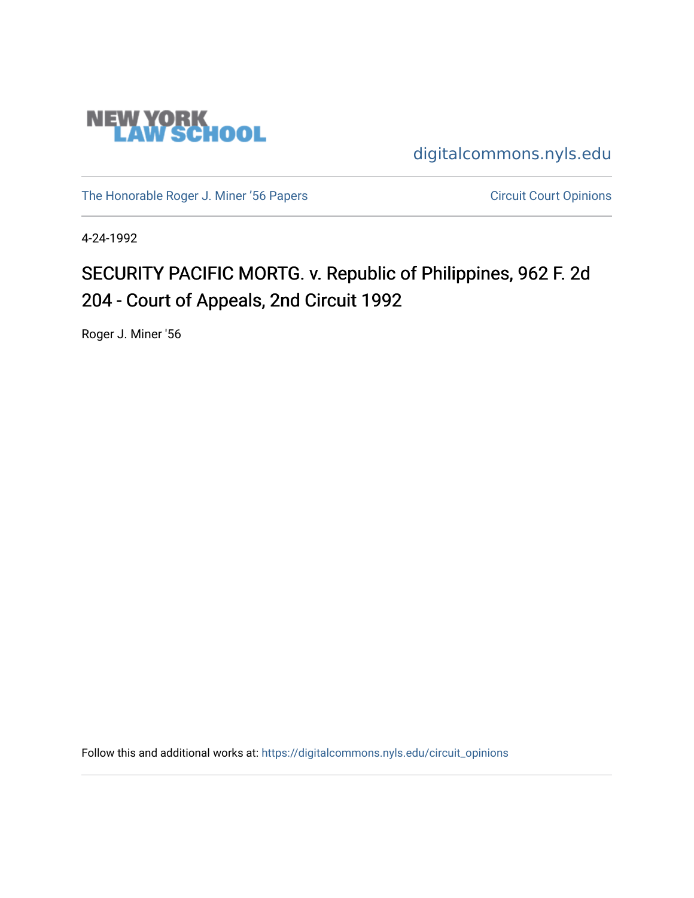NEW YORK LAW SCHOOL

digitalcommons.nyls.edu

The Honorable Roger J. Miner '56 Papers

Circuit Court Opinions

4-24-1992

# SECURITY PACIFIC MORTG. v. Republic of Philippines, 962 F. 2d 204 - Court of Appeals, 2nd Circuit 1992

Roger J. Miner '56

Follow this and additional works at: https://digitalcommons.nyls.edu/circuit_opinions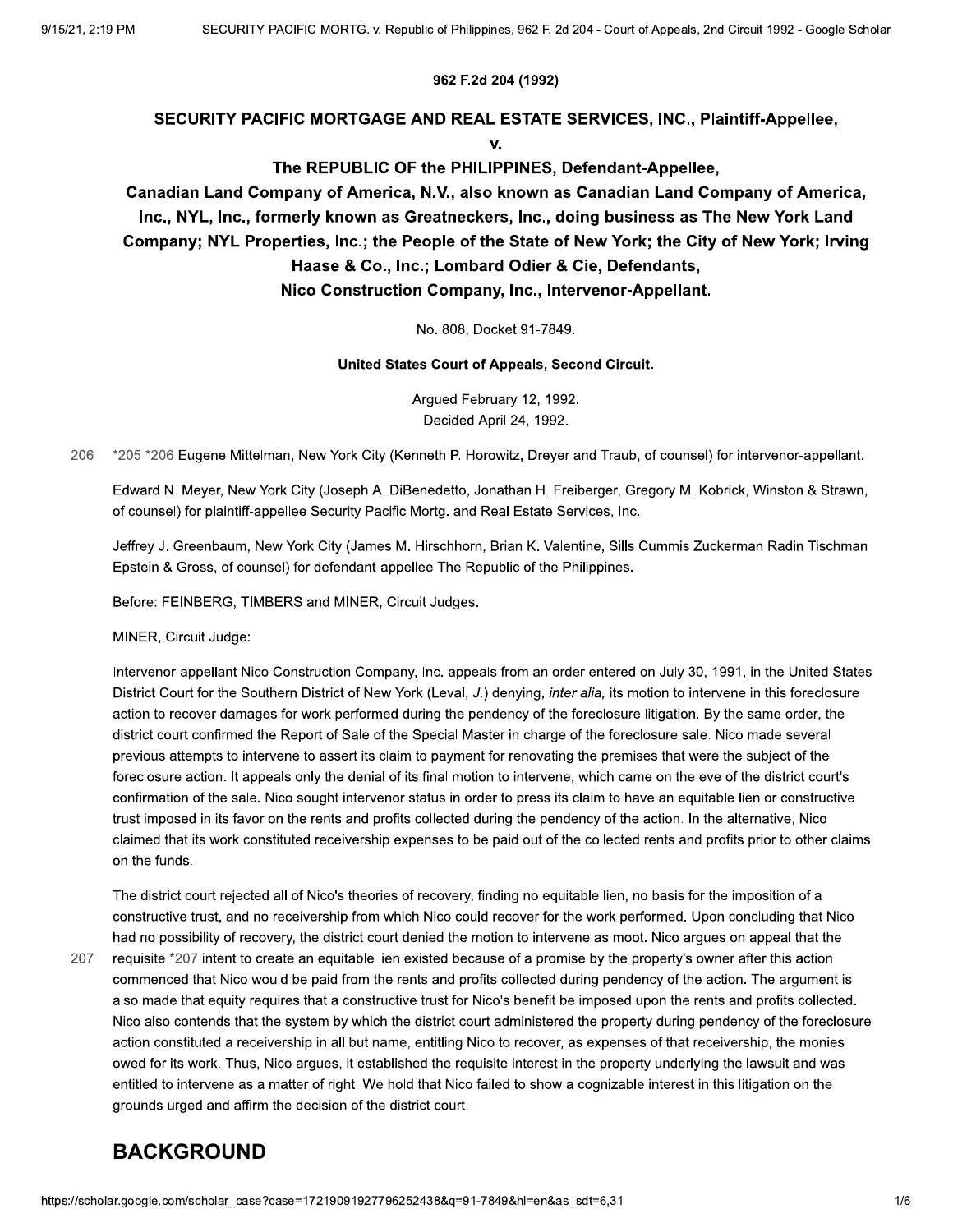**962 F.2d 204 (1992)**

## SECURITY PACIFIC MORTGAGE AND REAL ESTATE SERVICES, INC., Plaintiff-Appellee,

**v.**

**The REPUBLIC OF the PHILIPPINES, Defendant-Appellee,**

**Canadian Land Company of America, N.V., also known as Canadian Land Company of America, Inc., NYL, Inc., formerly known as Greatneckers, Inc., doing business as The New York Land Company; NYL Properties, Inc.; the People of the State of New York; the City of New York; Irving Haase & Co., Inc.; Lombard Odier & Cie, Defendants,**

**Nico Construction Company, Inc., Intervenor-Appellant.**

No. 808, Docket 91-7849.

**United States Court of Appeals, Second Circuit.**

Argued February 12, 1992.
Decided April 24, 1992.

206 *205 *206 Eugene Mittelman, New York City (Kenneth P. Horowitz, Dreyer and Traub, of counsel) for intervenor-appellant.

Edward N. Meyer, New York City (Joseph A. DiBenedetto, Jonathan H. Freiberger, Gregory M. Kobrick, Winston & Strawn, of counsel) for plaintiff-appellee Security Pacific Mortg. and Real Estate Services, Inc.

Jeffrey J. Greenbaum, New York City (James M. Hirschhorn, Brian K. Valentine, Sills Cummis Zuckerman Radin Tischman Epstein & Gross, of counsel) for defendant-appellee The Republic of the Philippines.

Before: FEINBERG, TIMBERS and MINER, Circuit Judges.

MINER, Circuit Judge:

Intervenor-appellant Nico Construction Company, Inc. appeals from an order entered on July 30, 1991, in the United States District Court for the Southern District of New York (Leval, *J.*) denying, *inter alia,* its motion to intervene in this foreclosure action to recover damages for work performed during the pendency of the foreclosure litigation. By the same order, the district court confirmed the Report of Sale of the Special Master in charge of the foreclosure sale. Nico made several previous attempts to intervene to assert its claim to payment for renovating the premises that were the subject of the foreclosure action. It appeals only the denial of its final motion to intervene, which came on the eve of the district court's confirmation of the sale. Nico sought intervenor status in order to press its claim to have an equitable lien or constructive trust imposed in its favor on the rents and profits collected during the pendency of the action. In the alternative, Nico claimed that its work constituted receivership expenses to be paid out of the collected rents and profits prior to other claims on the funds.

The district court rejected all of Nico's theories of recovery, finding no equitable lien, no basis for the imposition of a constructive trust, and no receivership from which Nico could recover for the work performed. Upon concluding that Nico had no possibility of recovery, the district court denied the motion to intervene as moot. Nico argues on appeal that the requisite *207 intent to create an equitable lien existed because of a promise by the property's owner after this action commenced that Nico would be paid from the rents and profits collected during pendency of the action. The argument is also made that equity requires that a constructive trust for Nico's benefit be imposed upon the rents and profits collected. Nico also contends that the system by which the district court administered the property during pendency of the foreclosure action constituted a receivership in all but name, entitling Nico to recover, as expenses of that receivership, the monies owed for its work. Thus, Nico argues, it established the requisite interest in the property underlying the lawsuit and was entitled to intervene as a matter of right. We hold that Nico failed to show a cognizable interest in this litigation on the grounds urged and affirm the decision of the district court.

## BACKGROUND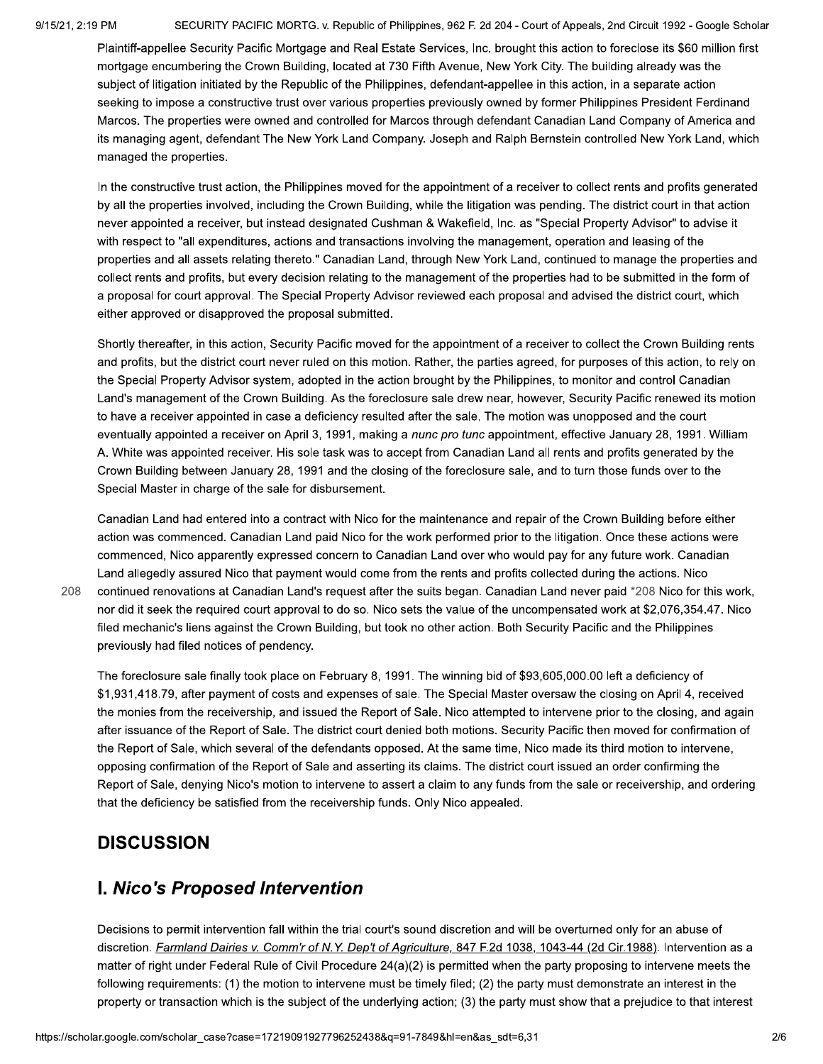Plaintiff-appellee Security Pacific Mortgage and Real Estate Services, Inc. brought this action to foreclose its $60 million first mortgage encumbering the Crown Building, located at 730 Fifth Avenue, New York City. The building already was the subject of litigation initiated by the Republic of the Philippines, defendant-appellee in this action, in a separate action seeking to impose a constructive trust over various properties previously owned by former Philippines President Ferdinand Marcos. The properties were owned and controlled for Marcos through defendant Canadian Land Company of America and its managing agent, defendant The New York Land Company. Joseph and Ralph Bernstein controlled New York Land, which managed the properties.

In the constructive trust action, the Philippines moved for the appointment of a receiver to collect rents and profits generated by all the properties involved, including the Crown Building, while the litigation was pending. The district court in that action never appointed a receiver, but instead designated Cushman & Wakefield, Inc. as "Special Property Advisor" to advise it with respect to "all expenditures, actions and transactions involving the management, operation and leasing of the properties and all assets relating thereto." Canadian Land, through New York Land, continued to manage the properties and collect rents and profits, but every decision relating to the management of the properties had to be submitted in the form of a proposal for court approval. The Special Property Advisor reviewed each proposal and advised the district court, which either approved or disapproved the proposal submitted.

Shortly thereafter, in this action, Security Pacific moved for the appointment of a receiver to collect the Crown Building rents and profits, but the district court never ruled on this motion. Rather, the parties agreed, for purposes of this action, to rely on the Special Property Advisor system, adopted in the action brought by the Philippines, to monitor and control Canadian Land's management of the Crown Building. As the foreclosure sale drew near, however, Security Pacific renewed its motion to have a receiver appointed in case a deficiency resulted after the sale. The motion was unopposed and the court eventually appointed a receiver on April 3, 1991, making a *nunc pro tunc* appointment, effective January 28, 1991. William A. White was appointed receiver. His sole task was to accept from Canadian Land all rents and profits generated by the Crown Building between January 28, 1991 and the closing of the foreclosure sale, and to turn those funds over to the Special Master in charge of the sale for disbursement.

Canadian Land had entered into a contract with Nico for the maintenance and repair of the Crown Building before either action was commenced. Canadian Land paid Nico for the work performed prior to the litigation. Once these actions were commenced, Nico apparently expressed concern to Canadian Land over who would pay for any future work. Canadian Land allegedly assured Nico that payment would come from the rents and profits collected during the actions. Nico continued renovations at Canadian Land's request after the suits began. Canadian Land never paid *208 Nico for this work, nor did it seek the required court approval to do so. Nico sets the value of the uncompensated work at $2,076,354.47. Nico filed mechanic's liens against the Crown Building, but took no other action. Both Security Pacific and the Philippines previously had filed notices of pendency.

The foreclosure sale finally took place on February 8, 1991. The winning bid of $93,605,000.00 left a deficiency of $1,931,418.79, after payment of costs and expenses of sale. The Special Master oversaw the closing on April 4, received the monies from the receivership, and issued the Report of Sale. Nico attempted to intervene prior to the closing, and again after issuance of the Report of Sale. The district court denied both motions. Security Pacific then moved for confirmation of the Report of Sale, which several of the defendants opposed. At the same time, Nico made its third motion to intervene, opposing confirmation of the Report of Sale and asserting its claims. The district court issued an order confirming the Report of Sale, denying Nico's motion to intervene to assert a claim to any funds from the sale or receivership, and ordering that the deficiency be satisfied from the receivership funds. Only Nico appealed.

## DISCUSSION

## I. *Nico's Proposed Intervention*

Decisions to permit intervention fall within the trial court's sound discretion and will be overturned only for an abuse of discretion. *Farmland Dairies v. Comm'r of N.Y. Dep't of Agriculture,* 847 F.2d 1038, 1043-44 (2d Cir.1988). Intervention as a matter of right under Federal Rule of Civil Procedure 24(a)(2) is permitted when the party proposing to intervene meets the following requirements: (1) the motion to intervene must be timely filed; (2) the party must demonstrate an interest in the property or transaction which is the subject of the underlying action; (3) the party must show that a prejudice to that interest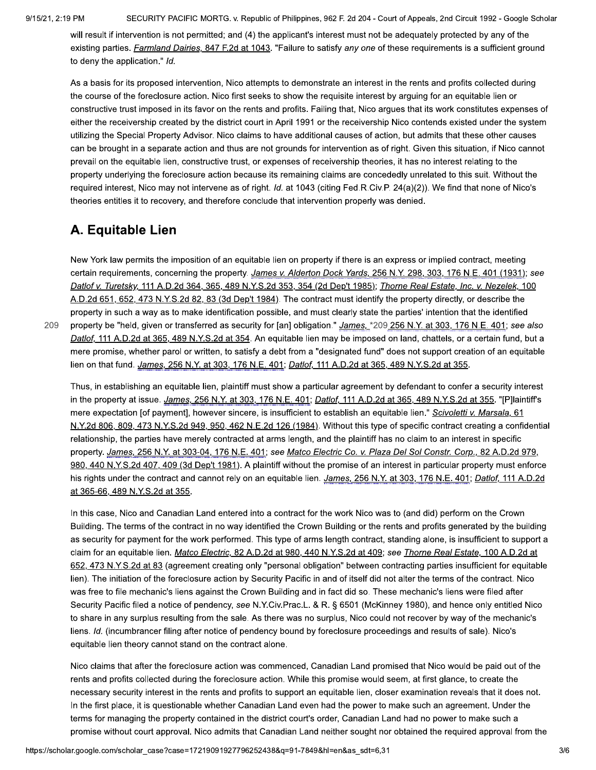will result if intervention is not permitted; and (4) the applicant's interest must not be adequately protected by any of the existing parties. *Farmland Dairies,* 847 F.2d at 1043. "Failure to satisfy *any one* of these requirements is a sufficient ground to deny the application." *Id.*

As a basis for its proposed intervention, Nico attempts to demonstrate an interest in the rents and profits collected during the course of the foreclosure action. Nico first seeks to show the requisite interest by arguing for an equitable lien or constructive trust imposed in its favor on the rents and profits. Failing that, Nico argues that its work constitutes expenses of either the receivership created by the district court in April 1991 or the receivership Nico contends existed under the system utilizing the Special Property Advisor. Nico claims to have additional causes of action, but admits that these other causes can be brought in a separate action and thus are not grounds for intervention as of right. Given this situation, if Nico cannot prevail on the equitable lien, constructive trust, or expenses of receivership theories, it has no interest relating to the property underlying the foreclosure action because its remaining claims are concededly unrelated to this suit. Without the required interest, Nico may not intervene as of right. *Id.* at 1043 (citing Fed.R.Civ.P. 24(a)(2)). We find that none of Nico's theories entitles it to recovery, and therefore conclude that intervention properly was denied.

## A. Equitable Lien

New York law permits the imposition of an equitable lien on property if there is an express or implied contract, meeting certain requirements, concerning the property. *James v. Alderton Dock Yards,* 256 N.Y. 298, 303, 176 N.E. 401 (1931); *see Datlof v. Turetsky,* 111 A.D.2d 364, 365, 489 N.Y.S.2d 353, 354 (2d Dep't 1985); *Thorne Real Estate, Inc. v. Nezelek,* 100 A.D.2d 651, 652, 473 N.Y.S.2d 82, 83 (3d Dep't 1984). The contract must identify the property directly, or describe the property in such a way as to make identification possible, and must clearly state the parties' intention that the identified property be "held, given or transferred as security for [an] obligation." *James,* *209 256 N.Y. at 303, 176 N.E. 401; *see also Datlof,* 111 A.D.2d at 365, 489 N.Y.S.2d at 354. An equitable lien may be imposed on land, chattels, or a certain fund, but a mere promise, whether parol or written, to satisfy a debt from a "designated fund" does not support creation of an equitable lien on that fund. *James,* 256 N.Y. at 303, 176 N.E. 401; *Datlof,* 111 A.D.2d at 365, 489 N.Y.S.2d at 355.

Thus, in establishing an equitable lien, plaintiff must show a particular agreement by defendant to confer a security interest in the property at issue. *James,* 256 N.Y. at 303, 176 N.E. 401; *Datlof,* 111 A.D.2d at 365, 489 N.Y.S.2d at 355. "[P]laintiff's mere expectation [of payment], however sincere, is insufficient to establish an equitable lien." *Scivoletti v. Marsala,* 61 N.Y.2d 806, 809, 473 N.Y.S.2d 949, 950, 462 N.E.2d 126 (1984). Without this type of specific contract creating a confidential relationship, the parties have merely contracted at arms length, and the plaintiff has no claim to an interest in specific property. *James,* 256 N.Y. at 303-04, 176 N.E. 401; *see Matco Electric Co. v. Plaza Del Sol Constr. Corp.,* 82 A.D.2d 979, 980, 440 N.Y.S.2d 407, 409 (3d Dep't 1981). A plaintiff without the promise of an interest in particular property must enforce his rights under the contract and cannot rely on an equitable lien. *James,* 256 N.Y. at 303, 176 N.E. 401; *Datlof,* 111 A.D.2d at 365-66, 489 N.Y.S.2d at 355.

In this case, Nico and Canadian Land entered into a contract for the work Nico was to (and did) perform on the Crown Building. The terms of the contract in no way identified the Crown Building or the rents and profits generated by the building as security for payment for the work performed. This type of arms length contract, standing alone, is insufficient to support a claim for an equitable lien. *Matco Electric,* 82 A.D.2d at 980, 440 N.Y.S.2d at 409; *see Thorne Real Estate,* 100 A.D.2d at 652, 473 N.Y.S.2d at 83 (agreement creating only "personal obligation" between contracting parties insufficient for equitable lien). The initiation of the foreclosure action by Security Pacific in and of itself did not alter the terms of the contract. Nico was free to file mechanic's liens against the Crown Building and in fact did so. These mechanic's liens were filed after Security Pacific filed a notice of pendency, *see* N.Y.Civ.Prac.L. & R. § 6501 (McKinney 1980), and hence only entitled Nico to share in any surplus resulting from the sale. As there was no surplus, Nico could not recover by way of the mechanic's liens. *Id.* (incumbrancer filing after notice of pendency bound by foreclosure proceedings and results of sale). Nico's equitable lien theory cannot stand on the contract alone.

Nico claims that after the foreclosure action was commenced, Canadian Land promised that Nico would be paid out of the rents and profits collected during the foreclosure action. While this promise would seem, at first glance, to create the necessary security interest in the rents and profits to support an equitable lien, closer examination reveals that it does not. In the first place, it is questionable whether Canadian Land even had the power to make such an agreement. Under the terms for managing the property contained in the district court's order, Canadian Land had no power to make such a promise without court approval. Nico admits that Canadian Land neither sought nor obtained the required approval from the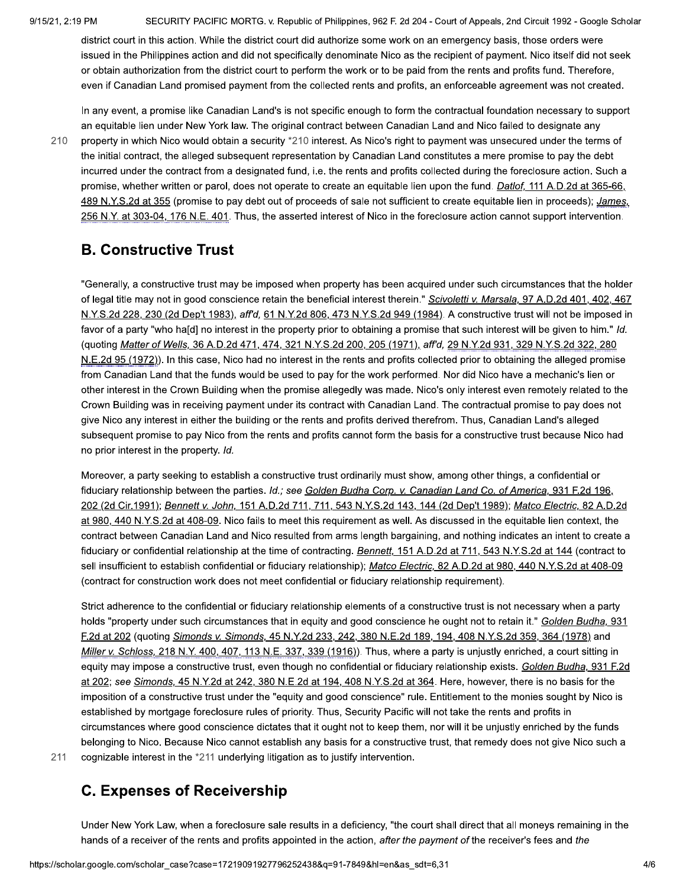district court in this action. While the district court did authorize some work on an emergency basis, those orders were issued in the Philippines action and did not specifically denominate Nico as the recipient of payment. Nico itself did not seek or obtain authorization from the district court to perform the work or to be paid from the rents and profits fund. Therefore, even if Canadian Land promised payment from the collected rents and profits, an enforceable agreement was not created.

In any event, a promise like Canadian Land's is not specific enough to form the contractual foundation necessary to support an equitable lien under New York law. The original contract between Canadian Land and Nico failed to designate any property in which Nico would obtain a security *210 interest. As Nico's right to payment was unsecured under the terms of the initial contract, the alleged subsequent representation by Canadian Land constitutes a mere promise to pay the debt incurred under the contract from a designated fund, i.e. the rents and profits collected during the foreclosure action. Such a promise, whether written or parol, does not operate to create an equitable lien upon the fund. *Datlof,* 111 A.D.2d at 365-66, 489 N.Y.S.2d at 355 (promise to pay debt out of proceeds of sale not sufficient to create equitable lien in proceeds); *James,* 256 N.Y. at 303-04, 176 N.E. 401. Thus, the asserted interest of Nico in the foreclosure action cannot support intervention.

## B. Constructive Trust

"Generally, a constructive trust may be imposed when property has been acquired under such circumstances that the holder of legal title may not in good conscience retain the beneficial interest therein." *Scivoletti v. Marsala,* 97 A.D.2d 401, 402, 467 N.Y.S.2d 228, 230 (2d Dep't 1983), *aff'd,* 61 N.Y.2d 806, 473 N.Y.S.2d 949 (1984). A constructive trust will not be imposed in favor of a party "who ha[d] no interest in the property prior to obtaining a promise that such interest will be given to him." *Id.* (quoting *Matter of Wells,* 36 A.D.2d 471, 474, 321 N.Y.S.2d 200, 205 (1971), *aff'd,* 29 N.Y.2d 931, 329 N.Y.S.2d 322, 280 N.E.2d 95 (1972)). In this case, Nico had no interest in the rents and profits collected prior to obtaining the alleged promise from Canadian Land that the funds would be used to pay for the work performed. Nor did Nico have a mechanic's lien or other interest in the Crown Building when the promise allegedly was made. Nico's only interest even remotely related to the Crown Building was in receiving payment under its contract with Canadian Land. The contractual promise to pay does not give Nico any interest in either the building or the rents and profits derived therefrom. Thus, Canadian Land's alleged subsequent promise to pay Nico from the rents and profits cannot form the basis for a constructive trust because Nico had no prior interest in the property. *Id.*

Moreover, a party seeking to establish a constructive trust ordinarily must show, among other things, a confidential or fiduciary relationship between the parties. *Id.; see Golden Budha Corp. v. Canadian Land Co. of America,* 931 F.2d 196, 202 (2d Cir.1991); *Bennett v. John,* 151 A.D.2d 711, 711, 543 N.Y.S.2d 143, 144 (2d Dep't 1989); *Matco Electric,* 82 A.D.2d at 980, 440 N.Y.S.2d at 408-09. Nico fails to meet this requirement as well. As discussed in the equitable lien context, the contract between Canadian Land and Nico resulted from arms length bargaining, and nothing indicates an intent to create a fiduciary or confidential relationship at the time of contracting. *Bennett,* 151 A.D.2d at 711, 543 N.Y.S.2d at 144 (contract to sell insufficient to establish confidential or fiduciary relationship); *Matco Electric,* 82 A.D.2d at 980, 440 N.Y.S.2d at 408-09 (contract for construction work does not meet confidential or fiduciary relationship requirement).

Strict adherence to the confidential or fiduciary relationship elements of a constructive trust is not necessary when a party holds "property under such circumstances that in equity and good conscience he ought not to retain it." *Golden Budha,* 931 F.2d at 202 (quoting *Simonds v. Simonds,* 45 N.Y.2d 233, 242, 380 N.E.2d 189, 194, 408 N.Y.S.2d 359, 364 (1978) and *Miller v. Schloss,* 218 N.Y. 400, 407, 113 N.E. 337, 339 (1916)). Thus, where a party is unjustly enriched, a court sitting in equity may impose a constructive trust, even though no confidential or fiduciary relationship exists. *Golden Budha,* 931 F.2d at 202; *see Simonds,* 45 N.Y.2d at 242, 380 N.E.2d at 194, 408 N.Y.S.2d at 364. Here, however, there is no basis for the imposition of a constructive trust under the "equity and good conscience" rule. Entitlement to the monies sought by Nico is established by mortgage foreclosure rules of priority. Thus, Security Pacific will not take the rents and profits in circumstances where good conscience dictates that it ought not to keep them, nor will it be unjustly enriched by the funds belonging to Nico. Because Nico cannot establish any basis for a constructive trust, that remedy does not give Nico such a cognizable interest in the *211 underlying litigation as to justify intervention.

## C. Expenses of Receivership

Under New York Law, when a foreclosure sale results in a deficiency, "the court shall direct that all moneys remaining in the hands of a receiver of the rents and profits appointed in the action, *after the payment of* the receiver's fees and *the*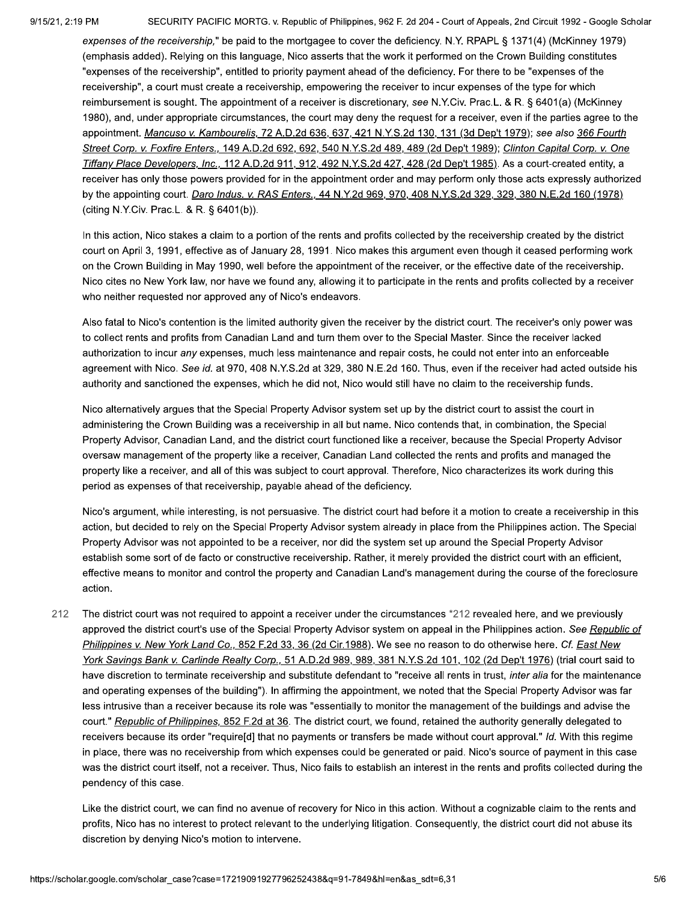*expenses of the receivership,*" be paid to the mortgagee to cover the deficiency. N.Y. RPAPL § 1371(4) (McKinney 1979) (emphasis added). Relying on this language, Nico asserts that the work it performed on the Crown Building constitutes "expenses of the receivership", entitled to priority payment ahead of the deficiency. For there to be "expenses of the receivership", a court must create a receivership, empowering the receiver to incur expenses of the type for which reimbursement is sought. The appointment of a receiver is discretionary, *see* N.Y.Civ. Prac.L. & R. § 6401(a) (McKinney 1980), and, under appropriate circumstances, the court may deny the request for a receiver, even if the parties agree to the appointment. *Mancuso v. Kambourelis,* 72 A.D.2d 636, 637, 421 N.Y.S.2d 130, 131 (3d Dep't 1979); *see also* 366 *Fourth Street Corp. v. Foxfire Enters.,* 149 A.D.2d 692, 692, 540 N.Y.S.2d 489, 489 (2d Dep't 1989); *Clinton Capital Corp. v. One Tiffany Place Developers, Inc.,* 112 A.D.2d 911, 912, 492 N.Y.S.2d 427, 428 (2d Dep't 1985). As a court-created entity, a receiver has only those powers provided for in the appointment order and may perform only those acts expressly authorized by the appointing court. *Daro Indus. v. RAS Enters.,* 44 N.Y.2d 969, 970, 408 N.Y.S.2d 329, 329, 380 N.E.2d 160 (1978) (citing N.Y.Civ. Prac.L. & R. § 6401(b)).

In this action, Nico stakes a claim to a portion of the rents and profits collected by the receivership created by the district court on April 3, 1991, effective as of January 28, 1991. Nico makes this argument even though it ceased performing work on the Crown Building in May 1990, well before the appointment of the receiver, or the effective date of the receivership. Nico cites no New York law, nor have we found any, allowing it to participate in the rents and profits collected by a receiver who neither requested nor approved any of Nico's endeavors.

Also fatal to Nico's contention is the limited authority given the receiver by the district court. The receiver's only power was to collect rents and profits from Canadian Land and turn them over to the Special Master. Since the receiver lacked authorization to incur *any* expenses, much less maintenance and repair costs, he could not enter into an enforceable agreement with Nico. *See id.* at 970, 408 N.Y.S.2d at 329, 380 N.E.2d 160. Thus, even if the receiver had acted outside his authority and sanctioned the expenses, which he did not, Nico would still have no claim to the receivership funds.

Nico alternatively argues that the Special Property Advisor system set up by the district court to assist the court in administering the Crown Building was a receivership in all but name. Nico contends that, in combination, the Special Property Advisor, Canadian Land, and the district court functioned like a receiver, because the Special Property Advisor oversaw management of the property like a receiver, Canadian Land collected the rents and profits and managed the property like a receiver, and all of this was subject to court approval. Therefore, Nico characterizes its work during this period as expenses of that receivership, payable ahead of the deficiency.

Nico's argument, while interesting, is not persuasive. The district court had before it a motion to create a receivership in this action, but decided to rely on the Special Property Advisor system already in place from the Philippines action. The Special Property Advisor was not appointed to be a receiver, nor did the system set up around the Special Property Advisor establish some sort of de facto or constructive receivership. Rather, it merely provided the district court with an efficient, effective means to monitor and control the property and Canadian Land's management during the course of the foreclosure action.

The district court was not required to appoint a receiver under the circumstances *212 revealed here, and we previously approved the district court's use of the Special Property Advisor system on appeal in the Philippines action. *See Republic of Philippines v. New York Land Co.,* 852 F.2d 33, 36 (2d Cir.1988). We see no reason to do otherwise here. *Cf. East New York Savings Bank v. Carlinde Realty Corp.,* 51 A.D.2d 989, 989, 381 N.Y.S.2d 101, 102 (2d Dep't 1976) (trial court said to have discretion to terminate receivership and substitute defendant to "receive all rents in trust, *inter alia* for the maintenance and operating expenses of the building"). In affirming the appointment, we noted that the Special Property Advisor was far less intrusive than a receiver because its role was "essentially to monitor the management of the buildings and advise the court." *Republic of Philippines,* 852 F.2d at 36. The district court, we found, retained the authority generally delegated to receivers because its order "require[d] that no payments or transfers be made without court approval." *Id.* With this regime in place, there was no receivership from which expenses could be generated or paid. Nico's source of payment in this case was the district court itself, not a receiver. Thus, Nico fails to establish an interest in the rents and profits collected during the pendency of this case.

Like the district court, we can find no avenue of recovery for Nico in this action. Without a cognizable claim to the rents and profits, Nico has no interest to protect relevant to the underlying litigation. Consequently, the district court did not abuse its discretion by denying Nico's motion to intervene.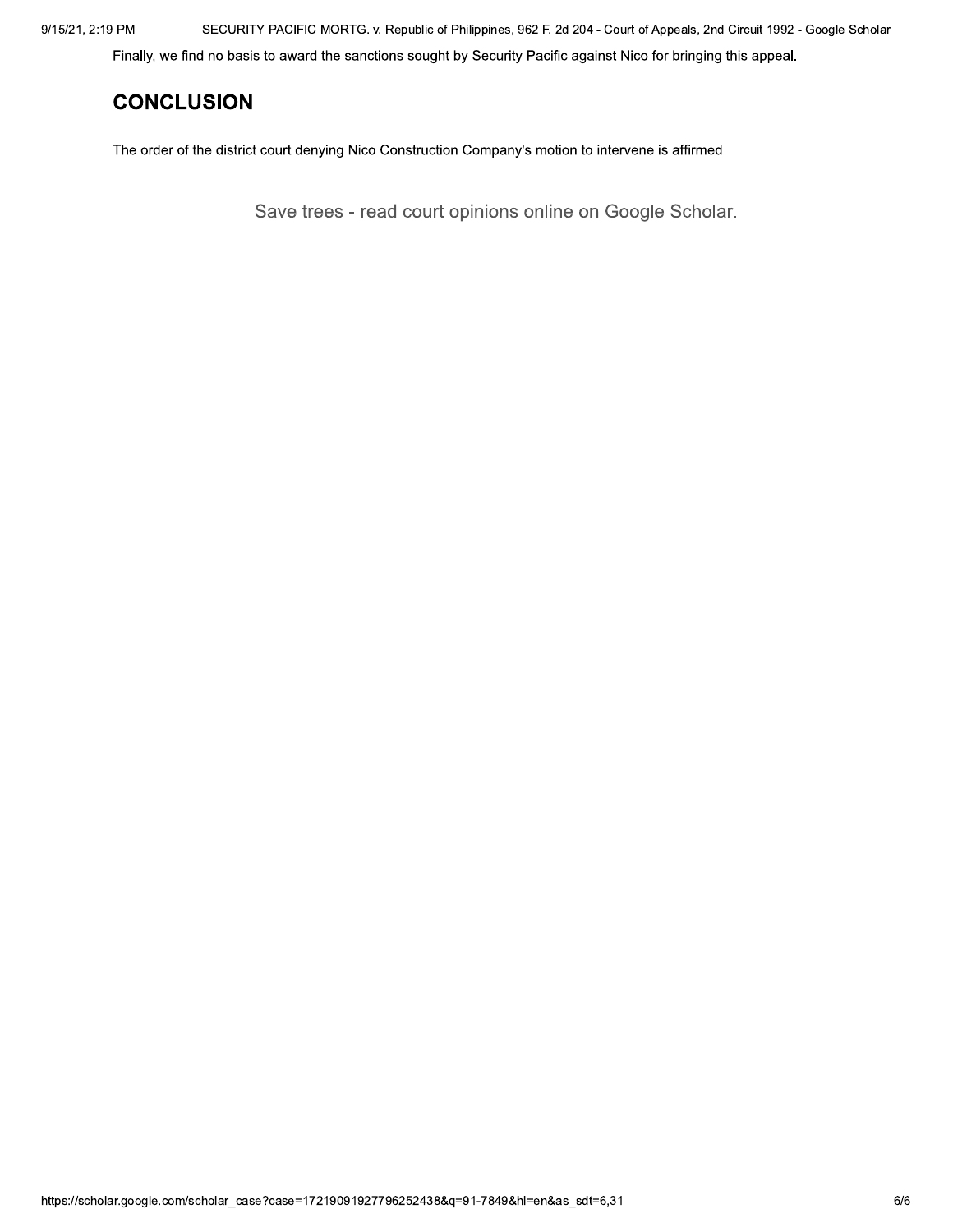Finally, we find no basis to award the sanctions sought by Security Pacific against Nico for bringing this appeal.

## CONCLUSION

The order of the district court denying Nico Construction Company's motion to intervene is affirmed.

Save trees - read court opinions online on Google Scholar.